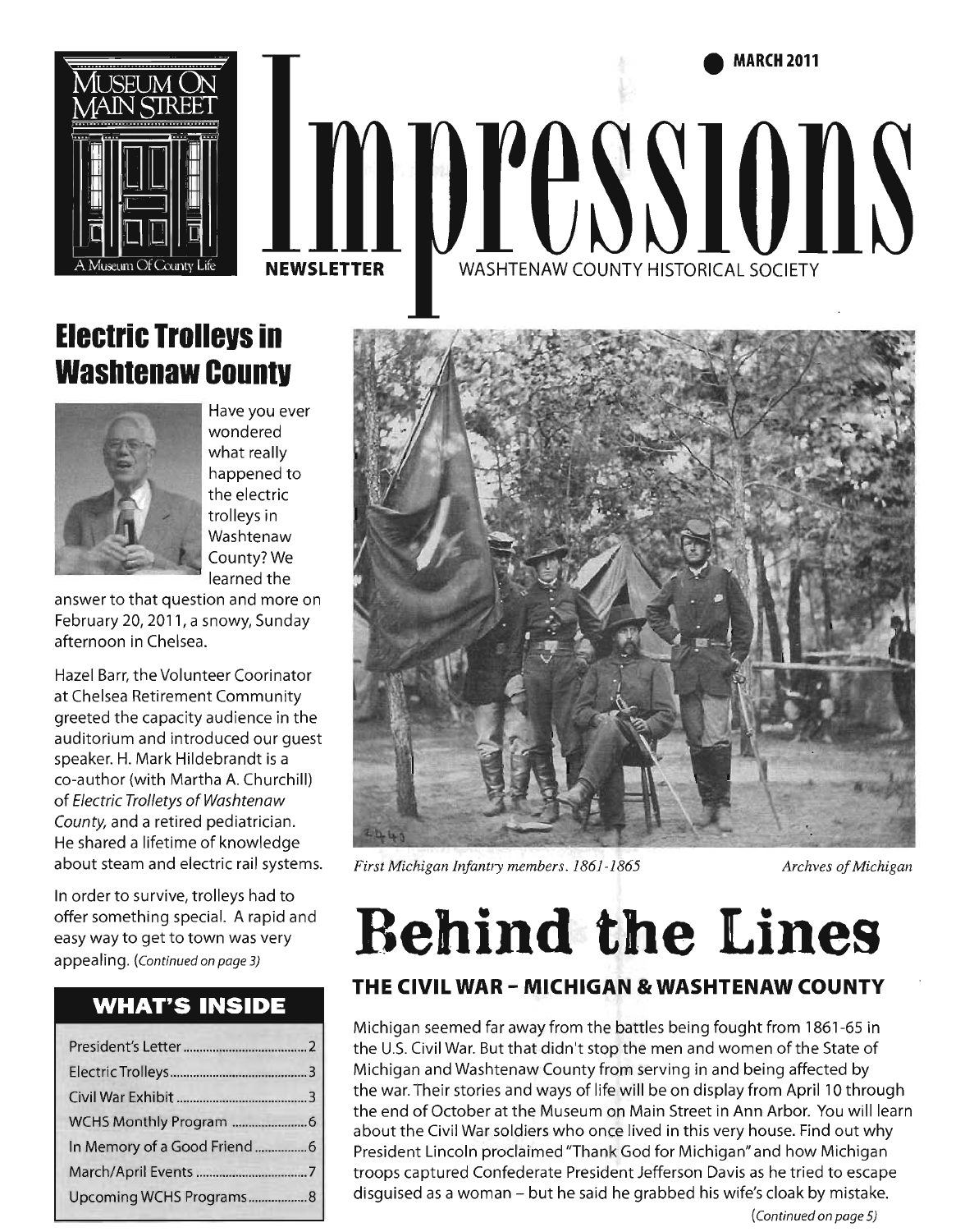MARCH 2011

# Impressions

**NEWSLETTER** WASHTENAW COUNTY HISTORICAL SOCIETY

MUSEUM ON MAIN STREET
A Museum Of County Life

## Electric Trolleys in Washtenaw County

Have you ever wondered what really happened to the electric trolleys in Washtenaw County? We learned the answer to that question and more on February 20, 2011, a snowy, Sunday afternoon in Chelsea.

Hazel Barr, the Volunteer Coorinator at Chelsea Retirement Community greeted the capacity audience in the auditorium and introduced our guest speaker. H. Mark Hildebrandt is a co-author (with Martha A. Churchill) of *Electric Trolletys of Washtenaw County,* and a retired pediatrician. He shared a lifetime of knowledge about steam and electric rail systems.

In order to survive, trolleys had to offer something special. A rapid and easy way to get to town was very appealing. *(Continued on page 3)*

### WHAT'S INSIDE

| | |
|---|---|
| President's Letter | 2 |
| Electric Trolleys | 3 |
| Civil War Exhibit | 3 |
| WCHS Monthly Program | 6 |
| In Memory of a Good Friend | 6 |
| March/April Events | 7 |
| Upcoming WCHS Programs | 8 |

*First Michigan Infantry members. 1861-1865* *Archves of Michigan*

# Behind the Lines

### THE CIVIL WAR - MICHIGAN & WASHTENAW COUNTY

Michigan seemed far away from the battles being fought from 1861-65 in the U.S. Civil War. But that didn't stop the men and women of the State of Michigan and Washtenaw County from serving in and being affected by the war. Their stories and ways of life will be on display from April 10 through the end of October at the Museum on Main Street in Ann Arbor. You will learn about the Civil War soldiers who once lived in this very house. Find out why President Lincoln proclaimed "Thank God for Michigan" and how Michigan troops captured Confederate President Jefferson Davis as he tried to escape disguised as a woman – but he said he grabbed his wife's cloak by mistake.

*(Continued on page 5)*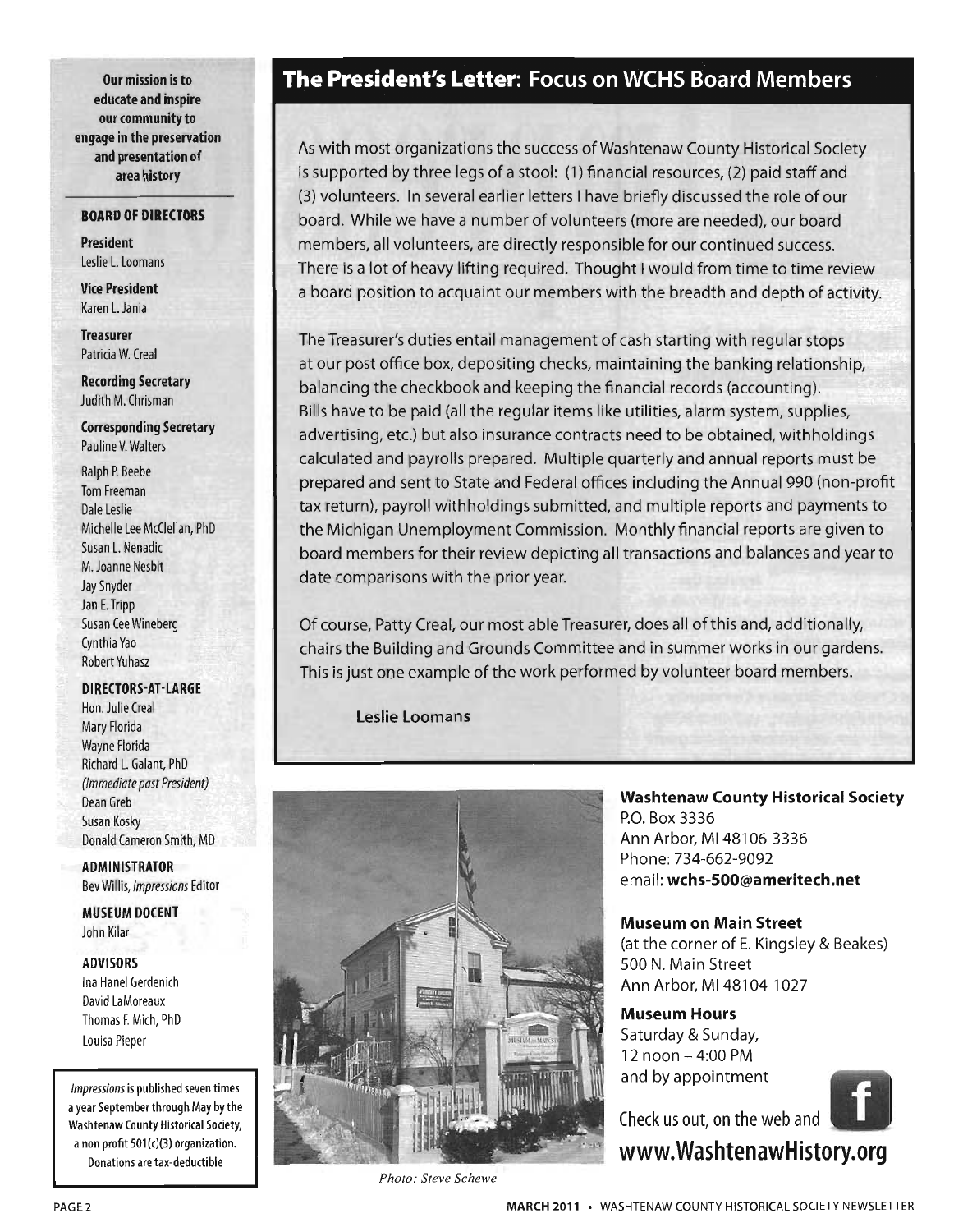Our mission is to educate and inspire our community to engage in the preservation and presentation of area history

**BOARD OF DIRECTORS**

**President**
Leslie L. Loomans

**Vice President**
Karen L. Jania

**Treasurer**
Patricia W. Creal

**Recording Secretary**
Judith M. Chrisman

**Corresponding Secretary**
Pauline V. Walters

Ralph P. Beebe
Tom Freeman
Dale Leslie
Michelle Lee McClellan, PhD
Susan L. Nenadic
M. Joanne Nesbit
Jay Snyder
Jan E. Tripp
Susan Cee Wineberg
Cynthia Yao
Robert Yuhasz

**DIRECTORS-AT-LARGE**

Hon. Julie Creal
Mary Florida
Wayne Florida
Richard L. Galant, PhD
*(Immediate past President)*
Dean Greb
Susan Kosky
Donald Cameron Smith, MD

**ADMINISTRATOR**
Bev Willis, *Impressions* Editor

**MUSEUM DOCENT**
John Kilar

**ADVISORS**
Ina Hanel Gerdenich
David LaMoreaux
Thomas F. Mich, PhD
Louisa Pieper

*Impressions* is published seven times a year September through May by the Washtenaw County Historical Society, a non profit 501(c)(3) organization. Donations are tax-deductible

## The President's Letter: Focus on WCHS Board Members

As with most organizations the success of Washtenaw County Historical Society is supported by three legs of a stool: (1) financial resources, (2) paid staff and (3) volunteers. In several earlier letters I have briefly discussed the role of our board. While we have a number of volunteers (more are needed), our board members, all volunteers, are directly responsible for our continued success. There is a lot of heavy lifting required. Thought I would from time to time review a board position to acquaint our members with the breadth and depth of activity.

The Treasurer's duties entail management of cash starting with regular stops at our post office box, depositing checks, maintaining the banking relationship, balancing the checkbook and keeping the financial records (accounting). Bills have to be paid (all the regular items like utilities, alarm system, supplies, advertising, etc.) but also insurance contracts need to be obtained, withholdings calculated and payrolls prepared. Multiple quarterly and annual reports must be prepared and sent to State and Federal offices including the Annual 990 (non-profit tax return), payroll withholdings submitted, and multiple reports and payments to the Michigan Unemployment Commission. Monthly financial reports are given to board members for their review depicting all transactions and balances and year to date comparisons with the prior year.

Of course, Patty Creal, our most able Treasurer, does all of this and, additionally, chairs the Building and Grounds Committee and in summer works in our gardens. This is just one example of the work performed by volunteer board members.

**Leslie Loomans**

*Photo: Steve Schewe*

**Washtenaw County Historical Society**
P.O. Box 3336
Ann Arbor, MI 48106-3336
Phone: 734-662-9092
email: **wchs-500@ameritech.net**

**Museum on Main Street**
(at the corner of E. Kingsley & Beakes)
500 N. Main Street
Ann Arbor, MI 48104-1027

**Museum Hours**
Saturday & Sunday,
12 noon – 4:00 PM
and by appointment

Check us out, on the web and
**www.WashtenawHistory.org**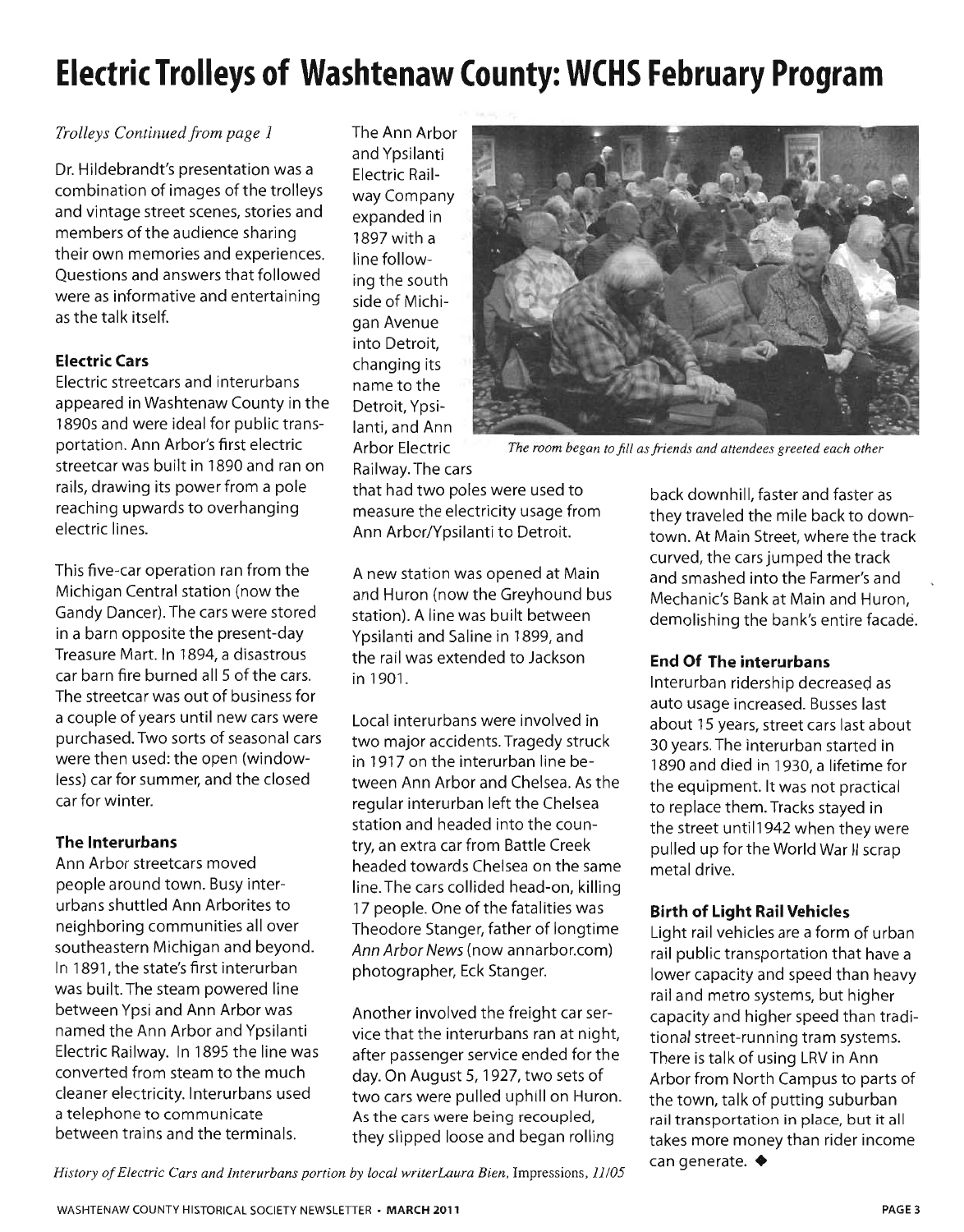# Electric Trolleys of Washtenaw County: WCHS February Program

*Trolleys Continued from page 1*

Dr. Hildebrandt's presentation was a combination of images of the trolleys and vintage street scenes, stories and members of the audience sharing their own memories and experiences. Questions and answers that followed were as informative and entertaining as the talk itself.

### Electric Cars

Electric streetcars and interurbans appeared in Washtenaw County in the 1890s and were ideal for public transportation. Ann Arbor's first electric streetcar was built in 1890 and ran on rails, drawing its power from a pole reaching upwards to overhanging electric lines.

This five-car operation ran from the Michigan Central station (now the Gandy Dancer). The cars were stored in a barn opposite the present-day Treasure Mart. In 1894, a disastrous car barn fire burned all 5 of the cars. The streetcar was out of business for a couple of years until new cars were purchased. Two sorts of seasonal cars were then used: the open (windowless) car for summer, and the closed car for winter.

### The Interurbans

Ann Arbor streetcars moved people around town. Busy interurbans shuttled Ann Arborites to neighboring communities all over southeastern Michigan and beyond. In 1891, the state's first interurban was built. The steam powered line between Ypsi and Ann Arbor was named the Ann Arbor and Ypsilanti Electric Railway. In 1895 the line was converted from steam to the much cleaner electricity. Interurbans used a telephone to communicate between trains and the terminals.

The Ann Arbor and Ypsilanti Electric Railway Company expanded in 1897 with a line following the south side of Michigan Avenue into Detroit, changing its name to the Detroit, Ypsilanti, and Ann Arbor Electric Railway. The cars that had two poles were used to measure the electricity usage from Ann Arbor/Ypsilanti to Detroit.

*The room began to fill as friends and attendees greeted each other*

A new station was opened at Main and Huron (now the Greyhound bus station). A line was built between Ypsilanti and Saline in 1899, and the rail was extended to Jackson in 1901.

Local interurbans were involved in two major accidents. Tragedy struck in 1917 on the interurban line between Ann Arbor and Chelsea. As the regular interurban left the Chelsea station and headed into the country, an extra car from Battle Creek headed towards Chelsea on the same line. The cars collided head-on, killing 17 people. One of the fatalities was Theodore Stanger, father of longtime *Ann Arbor News* (now annarbor.com) photographer, Eck Stanger.

Another involved the freight car service that the interurbans ran at night, after passenger service ended for the day. On August 5, 1927, two sets of two cars were pulled uphill on Huron. As the cars were being recoupled, they slipped loose and began rolling back downhill, faster and faster as they traveled the mile back to downtown. At Main Street, where the track curved, the cars jumped the track and smashed into the Farmer's and Mechanic's Bank at Main and Huron, demolishing the bank's entire facade.

### End Of The interurbans

Interurban ridership decreased as auto usage increased. Busses last about 15 years, street cars last about 30 years. The interurban started in 1890 and died in 1930, a lifetime for the equipment. It was not practical to replace them. Tracks stayed in the street until1942 when they were pulled up for the World War II scrap metal drive.

### Birth of Light Rail Vehicles

Light rail vehicles are a form of urban rail public transportation that have a lower capacity and speed than heavy rail and metro systems, but higher capacity and higher speed than traditional street-running tram systems. There is talk of using LRV in Ann Arbor from North Campus to parts of the town, talk of putting suburban rail transportation in place, but it all takes more money than rider income can generate. ◆

*History of Electric Cars and Interurbans portion by local writerLaura Bien,* Impressions, *11/05*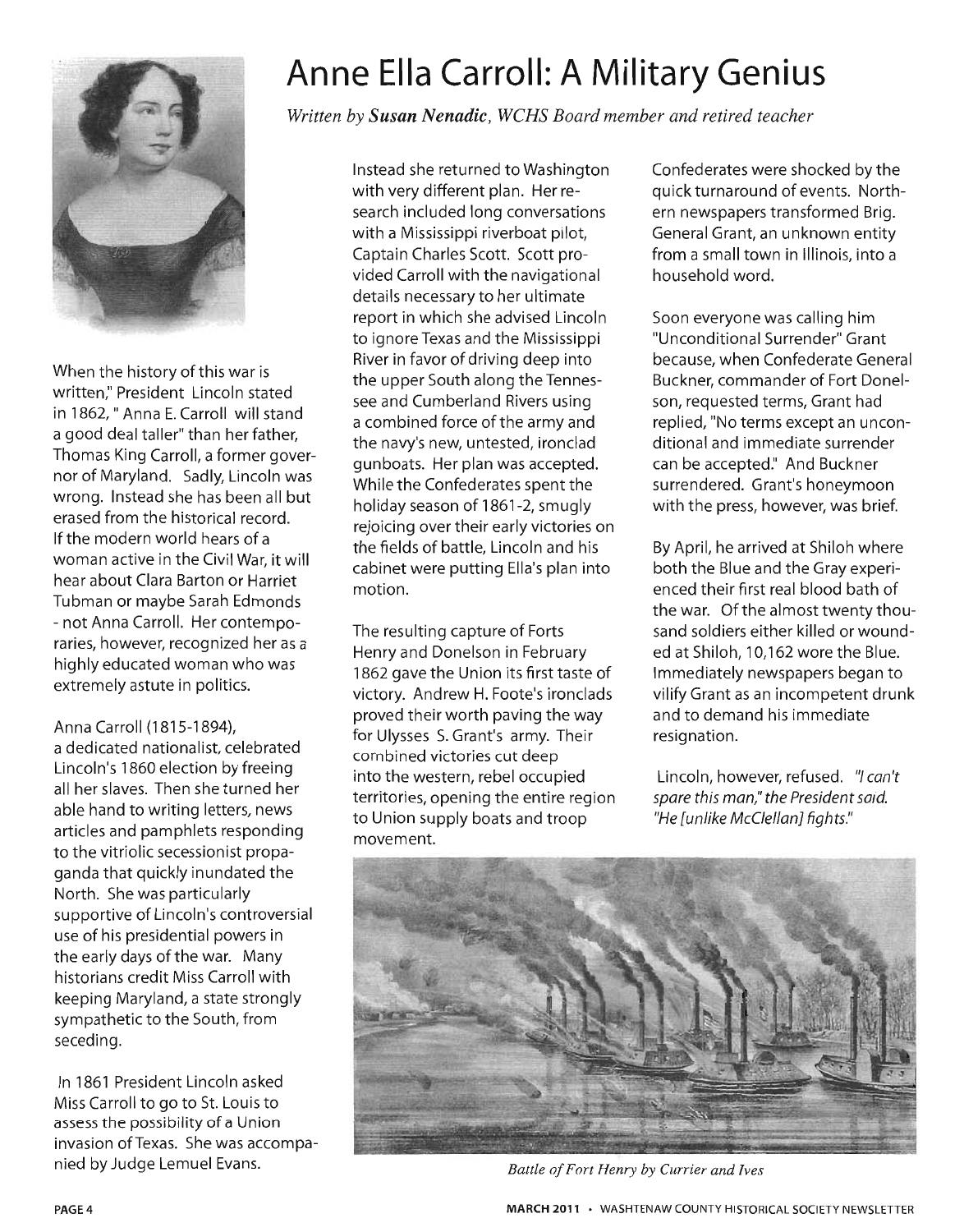# Anne Ella Carroll: A Military Genius

*Written by **Susan Nenadic**, WCHS Board member and retired teacher*

When the history of this war is written," President Lincoln stated in 1862, " Anna E. Carroll will stand a good deal taller" than her father, Thomas King Carroll, a former governor of Maryland. Sadly, Lincoln was wrong. Instead she has been all but erased from the historical record. If the modern world hears of a woman active in the Civil War, it will hear about Clara Barton or Harriet Tubman or maybe Sarah Edmonds - not Anna Carroll. Her contemporaries, however, recognized her as a highly educated woman who was extremely astute in politics.

Anna Carroll (1815-1894), a dedicated nationalist, celebrated Lincoln's 1860 election by freeing all her slaves. Then she turned her able hand to writing letters, news articles and pamphlets responding to the vitriolic secessionist propaganda that quickly inundated the North. She was particularly supportive of Lincoln's controversial use of his presidential powers in the early days of the war. Many historians credit Miss Carroll with keeping Maryland, a state strongly sympathetic to the South, from seceding.

In 1861 President Lincoln asked Miss Carroll to go to St. Louis to assess the possibility of a Union invasion of Texas. She was accompanied by Judge Lemuel Evans.

Instead she returned to Washington with very different plan. Her research included long conversations with a Mississippi riverboat pilot, Captain Charles Scott. Scott provided Carroll with the navigational details necessary to her ultimate report in which she advised Lincoln to ignore Texas and the Mississippi River in favor of driving deep into the upper South along the Tennessee and Cumberland Rivers using a combined force of the army and the navy's new, untested, ironclad gunboats. Her plan was accepted. While the Confederates spent the holiday season of 1861-2, smugly rejoicing over their early victories on the fields of battle, Lincoln and his cabinet were putting Ella's plan into motion.

The resulting capture of Forts Henry and Donelson in February 1862 gave the Union its first taste of victory. Andrew H. Foote's ironclads proved their worth paving the way for Ulysses S. Grant's army. Their combined victories cut deep into the western, rebel occupied territories, opening the entire region to Union supply boats and troop movement.

Confederates were shocked by the quick turnaround of events. Northern newspapers transformed Brig. General Grant, an unknown entity from a small town in Illinois, into a household word.

Soon everyone was calling him "Unconditional Surrender" Grant because, when Confederate General Buckner, commander of Fort Donelson, requested terms, Grant had replied, "No terms except an unconditional and immediate surrender can be accepted." And Buckner surrendered. Grant's honeymoon with the press, however, was brief.

By April, he arrived at Shiloh where both the Blue and the Gray experienced their first real blood bath of the war. Of the almost twenty thousand soldiers either killed or wounded at Shiloh, 10,162 wore the Blue. Immediately newspapers began to vilify Grant as an incompetent drunk and to demand his immediate resignation.

Lincoln, however, refused. *"I can't spare this man," the President said. "He [unlike McClellan] fights."*

*Battle of Fort Henry by Currier and Ives*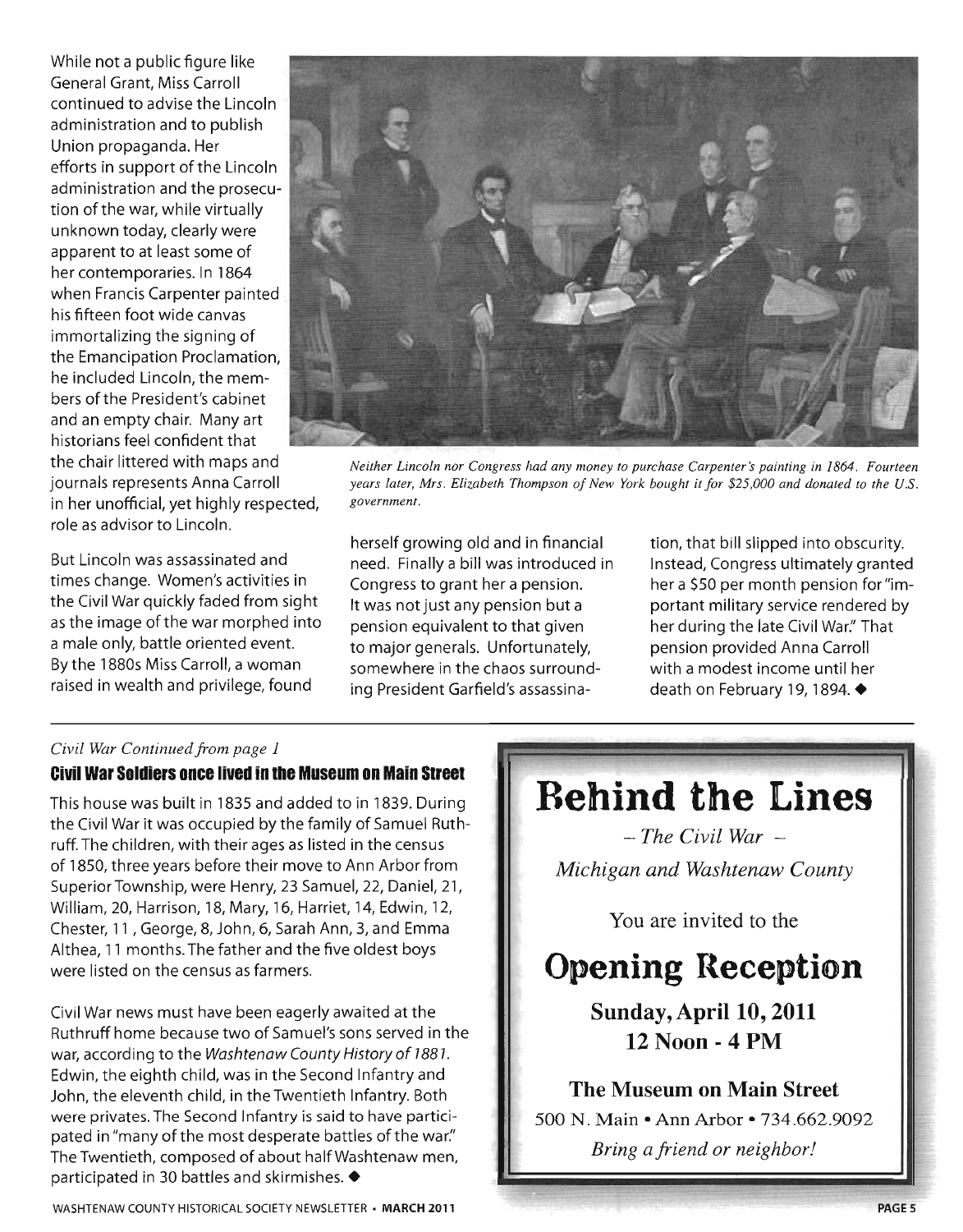While not a public figure like General Grant, Miss Carroll continued to advise the Lincoln administration and to publish Union propaganda. Her efforts in support of the Lincoln administration and the prosecution of the war, while virtually unknown today, clearly were apparent to at least some of her contemporaries. In 1864 when Francis Carpenter painted his fifteen foot wide canvas immortalizing the signing of the Emancipation Proclamation, he included Lincoln, the members of the President's cabinet and an empty chair. Many art historians feel confident that the chair littered with maps and journals represents Anna Carroll in her unofficial, yet highly respected, role as advisor to Lincoln.

*Neither Lincoln nor Congress had any money to purchase Carpenter's painting in 1864. Fourteen years later, Mrs. Elizabeth Thompson of New York bought it for $25,000 and donated to the U.S. government.*

But Lincoln was assassinated and times change. Women's activities in the Civil War quickly faded from sight as the image of the war morphed into a male only, battle oriented event. By the 1880s Miss Carroll, a woman raised in wealth and privilege, found herself growing old and in financial need. Finally a bill was introduced in Congress to grant her a pension. It was not just any pension but a pension equivalent to that given to major generals. Unfortunately, somewhere in the chaos surrounding President Garfield's assassination, that bill slipped into obscurity. Instead, Congress ultimately granted her a $50 per month pension for "important military service rendered by her during the late Civil War." That pension provided Anna Carroll with a modest income until her death on February 19, 1894. ◆

*Civil War Continued from page 1*

## Civil War Soldiers once lived in the Museum on Main Street

This house was built in 1835 and added to in 1839. During the Civil War it was occupied by the family of Samuel Ruthruff. The children, with their ages as listed in the census of 1850, three years before their move to Ann Arbor from Superior Township, were Henry, 23 Samuel, 22, Daniel, 21, William, 20, Harrison, 18, Mary, 16, Harriet, 14, Edwin, 12, Chester, 11 , George, 8, John, 6, Sarah Ann, 3, and Emma Althea, 11 months. The father and the five oldest boys were listed on the census as farmers.

Civil War news must have been eagerly awaited at the Ruthruff home because two of Samuel's sons served in the war, according to the *Washtenaw County History of 1881*. Edwin, the eighth child, was in the Second Infantry and John, the eleventh child, in the Twentieth Infantry. Both were privates. The Second Infantry is said to have participated in "many of the most desperate battles of the war." The Twentieth, composed of about half Washtenaw men, participated in 30 battles and skirmishes. ◆

# Behind the Lines

*– The Civil War –*

*Michigan and Washtenaw County*

You are invited to the

# Opening Reception

**Sunday, April 10, 2011**
**12 Noon - 4 PM**

**The Museum on Main Street**

500 N. Main • Ann Arbor • 734.662.9092

*Bring a friend or neighbor!*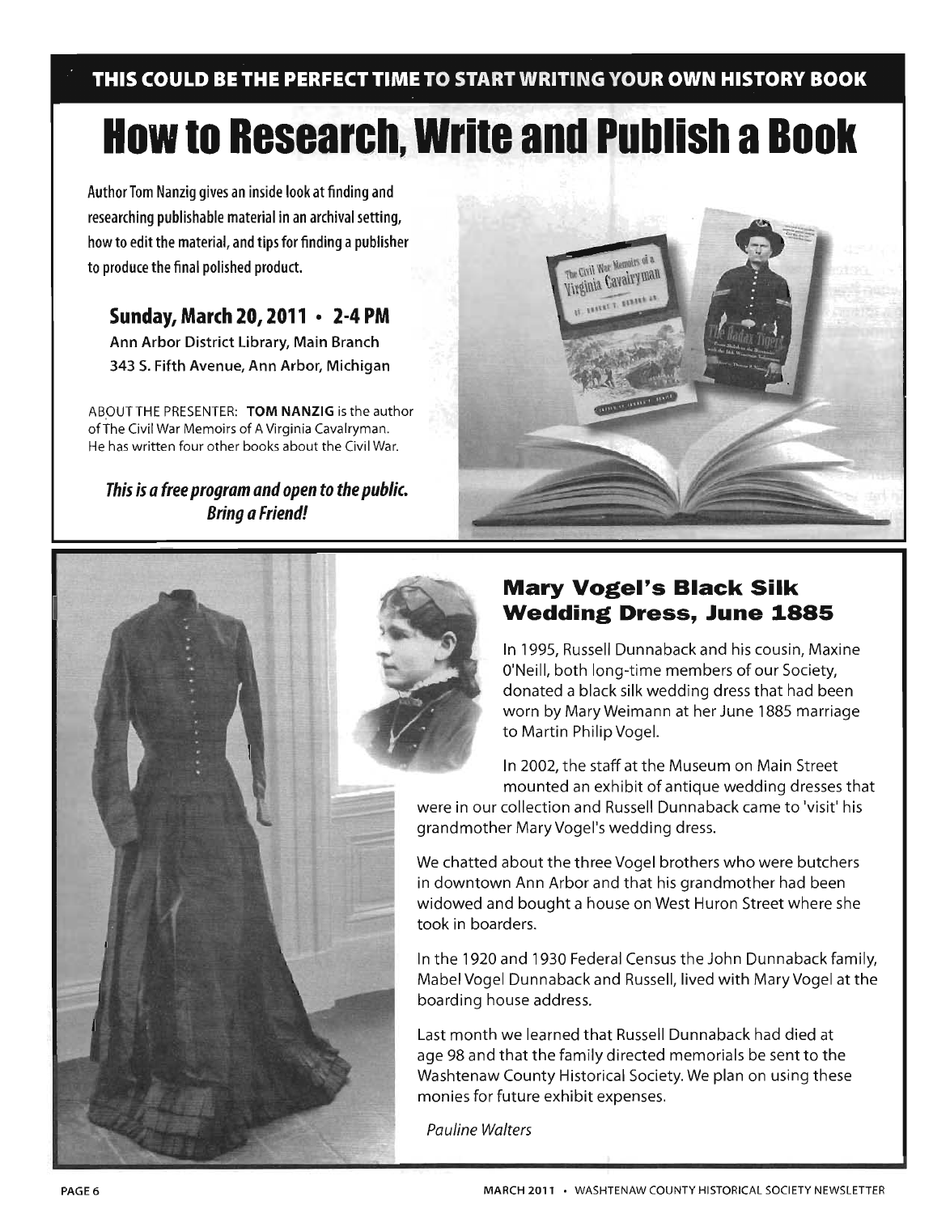**THIS COULD BE THE PERFECT TIME TO START WRITING YOUR OWN HISTORY BOOK**

# How to Research, Write and Publish a Book

Author Tom Nanzig gives an inside look at finding and researching publishable material in an archival setting, how to edit the material, and tips for finding a publisher to produce the final polished product.

### Sunday, March 20, 2011 • 2-4 PM

Ann Arbor District Library, Main Branch
343 S. Fifth Avenue, Ann Arbor, Michigan

ABOUT THE PRESENTER: **TOM NANZIG** is the author of The Civil War Memoirs of A Virginia Cavalryman. He has written four other books about the Civil War.

***This is a free program and open to the public. Bring a Friend!***

## Mary Vogel's Black Silk Wedding Dress, June 1885

In 1995, Russell Dunnaback and his cousin, Maxine O'Neill, both long-time members of our Society, donated a black silk wedding dress that had been worn by Mary Weimann at her June 1885 marriage to Martin Philip Vogel.

In 2002, the staff at the Museum on Main Street mounted an exhibit of antique wedding dresses that were in our collection and Russell Dunnaback came to 'visit' his grandmother Mary Vogel's wedding dress.

We chatted about the three Vogel brothers who were butchers in downtown Ann Arbor and that his grandmother had been widowed and bought a house on West Huron Street where she took in boarders.

In the 1920 and 1930 Federal Census the John Dunnaback family, Mabel Vogel Dunnaback and Russell, lived with Mary Vogel at the boarding house address.

Last month we learned that Russell Dunnaback had died at age 98 and that the family directed memorials be sent to the Washtenaw County Historical Society. We plan on using these monies for future exhibit expenses.

*Pauline Walters*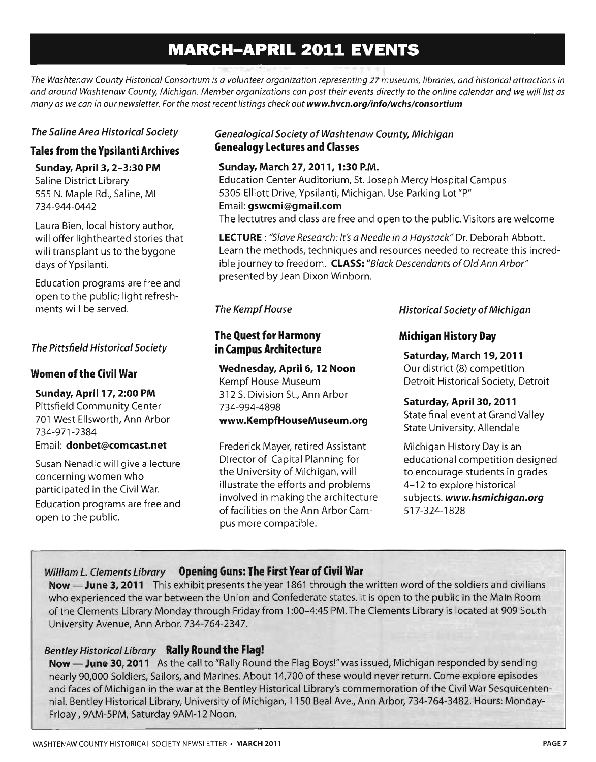# MARCH–APRIL 2011 EVENTS

*The Washtenaw County Historical Consortium is a volunteer organization representing 27 museums, libraries, and historical attractions in and around Washtenaw County, Michigan. Member organizations can post their events directly to the online calendar and we will list as many as we can in our newsletter. For the most recent listings check out* ***www.hvcn.org/info/wchs/consortium***

*The Saline Area Historical Society*

## Tales from the Ypsilanti Archives

**Sunday, April 3, 2–3:30 PM**
Saline District Library
555 N. Maple Rd., Saline, MI
734-944-0442

Laura Bien, local history author, will offer lighthearted stories that will transplant us to the bygone days of Ypsilanti.

Education programs are free and open to the public; light refreshments will be served.

*The Pittsfield Historical Society*

## Women of the Civil War

**Sunday, April 17, 2:00 PM**
Pittsfield Community Center
701 West Ellsworth, Ann Arbor
734-971-2384
Email: **donbet@comcast.net**

Susan Nenadic will give a lecture concerning women who participated in the Civil War.

Education programs are free and open to the public.

*Genealogical Society of Washtenaw County, Michigan*

## Genealogy Lectures and Classes

**Sunday, March 27, 2011, 1:30 P.M.**
Education Center Auditorium, St. Joseph Mercy Hospital Campus
5305 Elliott Drive, Ypsilanti, Michigan. Use Parking Lot "P"
Email: **gswcmi@gmail.com**
The lectutres and class are free and open to the public. Visitors are welcome

**LECTURE** : *"Slave Research: It's a Needle in a Haystack"* Dr. Deborah Abbott. Learn the methods, techniques and resources needed to recreate this incredible journey to freedom. **CLASS:** *"Black Descendants of Old Ann Arbor"* presented by Jean Dixon Winborn.

*The Kempf House*

## The Quest for Harmony in Campus Architecture

**Wednesday, April 6, 12 Noon**
Kempf House Museum
312 S. Division St., Ann Arbor
734-994-4898
**www.KempfHouseMuseum.org**

Frederick Mayer, retired Assistant Director of Capital Planning for the University of Michigan, will illustrate the efforts and problems involved in making the architecture of facilities on the Ann Arbor Campus more compatible.

*Historical Society of Michigan*

## Michigan History Day

**Saturday, March 19, 2011**
Our district (8) competition
Detroit Historical Society, Detroit

**Saturday, April 30, 2011**
State final event at Grand Valley State University, Allendale

Michigan History Day is an educational competition designed to encourage students in grades 4–12 to explore historical subjects. ***www.hsmichigan.org***
517-324-1828

*William L. Clements Library* **Opening Guns: The First Year of Civil War**

**Now — June 3, 2011** This exhibit presents the year 1861 through the written word of the soldiers and civilians who experienced the war between the Union and Confederate states. It is open to the public in the Main Room of the Clements Library Monday through Friday from 1:00–4:45 PM. The Clements Library is located at 909 South University Avenue, Ann Arbor. 734-764-2347.

*Bentley Historical Library* **Rally Round the Flag!**

**Now — June 30, 2011** As the call to "Rally Round the Flag Boys!" was issued, Michigan responded by sending nearly 90,000 Soldiers, Sailors, and Marines. About 14,700 of these would never return. Come explore episodes and faces of Michigan in the war at the Bentley Historical Library's commemoration of the Civil War Sesquicentennial. Bentley Historical Library, University of Michigan, 1150 Beal Ave., Ann Arbor, 734-764-3482. Hours: Monday-Friday , 9AM-5PM, Saturday 9AM-12 Noon.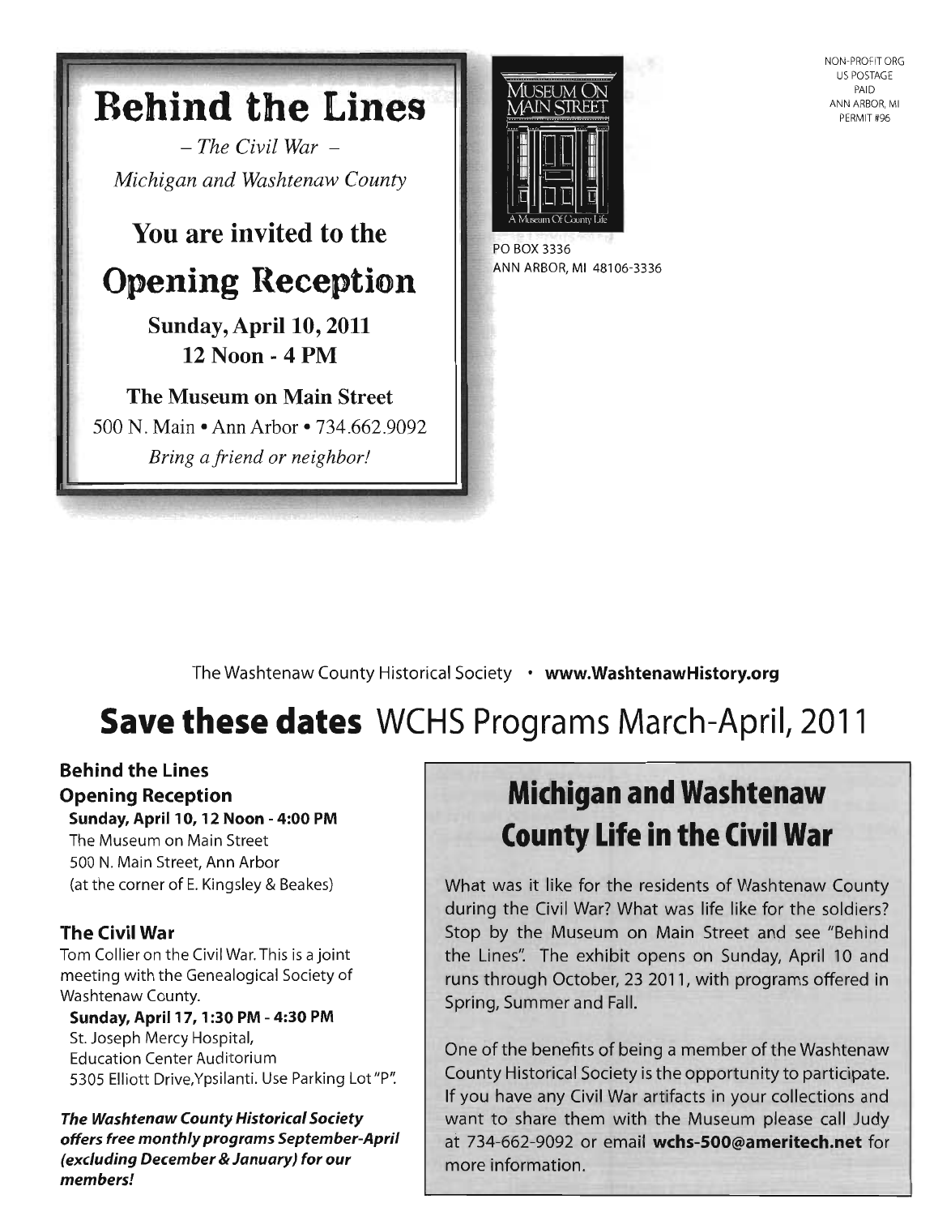# Behind the Lines

*– The Civil War –*

*Michigan and Washtenaw County*

## You are invited to the

# Opening Reception

**Sunday, April 10, 2011**
**12 Noon - 4 PM**

**The Museum on Main Street**
500 N. Main • Ann Arbor • 734.662.9092
*Bring a friend or neighbor!*

MUSEUM ON MAIN STREET
A Museum Of County Life

PO BOX 3336
ANN ARBOR, MI 48106-3336

NON-PROFIT ORG
US POSTAGE
PAID
ANN ARBOR, MI
PERMIT #96

The Washtenaw County Historical Society • **www.WashtenawHistory.org**

# Save these dates WCHS Programs March-April, 2011

### Behind the Lines Opening Reception

**Sunday, April 10, 12 Noon - 4:00 PM**
The Museum on Main Street
500 N. Main Street, Ann Arbor
(at the corner of E. Kingsley & Beakes)

### The Civil War

Tom Collier on the Civil War. This is a joint meeting with the Genealogical Society of Washtenaw County.

**Sunday, April 17, 1:30 PM - 4:30 PM**
St. Joseph Mercy Hospital,
Education Center Auditorium
5305 Elliott Drive, Ypsilanti. Use Parking Lot "P".

***The Washtenaw County Historical Society offers free monthly programs September-April (excluding December & January) for our members!***

## Michigan and Washtenaw County Life in the Civil War

What was it like for the residents of Washtenaw County during the Civil War? What was life like for the soldiers? Stop by the Museum on Main Street and see "Behind the Lines". The exhibit opens on Sunday, April 10 and runs through October, 23 2011, with programs offered in Spring, Summer and Fall.

One of the benefits of being a member of the Washtenaw County Historical Society is the opportunity to participate. If you have any Civil War artifacts in your collections and want to share them with the Museum please call Judy at 734-662-9092 or email **wchs-500@ameritech.net** for more information.